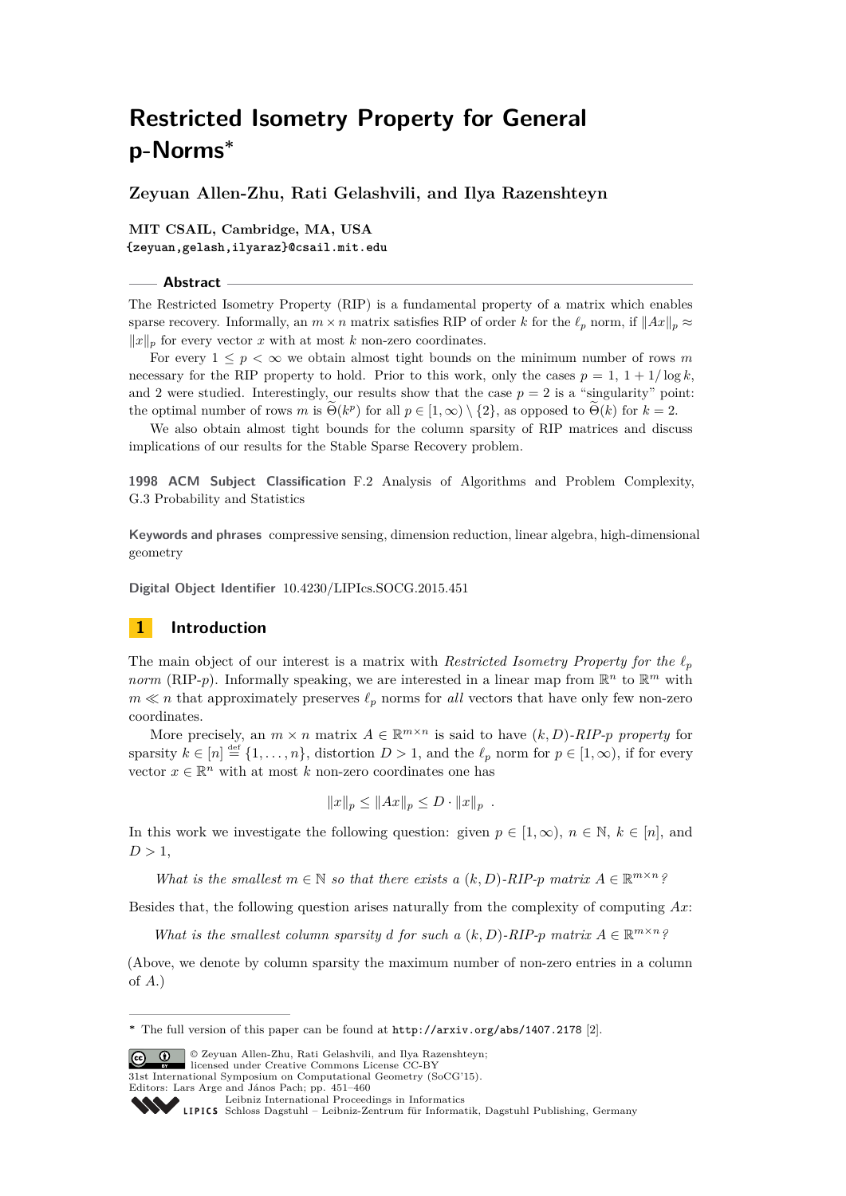# Restricted Isometry Property for General p-Norms*

**Zeyuan Allen-Zhu, Rati Gelashvili, and Ilya Razenshteyn**

**MIT CSAIL, Cambridge, MA, USA**
**{zeyuan,gelash,ilyaraz}@csail.mit.edu**

## Abstract

The Restricted Isometry Property (RIP) is a fundamental property of a matrix which enables sparse recovery. Informally, an $m \times n$ matrix satisfies RIP of order $k$ for the $\ell_p$ norm, if $\|Ax\|_p \approx \|x\|_p$ for every vector $x$ with at most $k$ non-zero coordinates.

For every $1 \leq p < \infty$ we obtain almost tight bounds on the minimum number of rows $m$ necessary for the RIP property to hold. Prior to this work, only the cases $p = 1$, $1 + 1/\log k$, and $2$ were studied. Interestingly, our results show that the case $p = 2$ is a "singularity" point: the optimal number of rows $m$ is $\widetilde{\Theta}(k^p)$ for all $p \in [1, \infty) \setminus \{2\}$, as opposed to $\widetilde{\Theta}(k)$ for $k = 2$.

We also obtain almost tight bounds for the column sparsity of RIP matrices and discuss implications of our results for the Stable Sparse Recovery problem.

**1998 ACM Subject Classification** F.2 Analysis of Algorithms and Problem Complexity, G.3 Probability and Statistics

**Keywords and phrases** compressive sensing, dimension reduction, linear algebra, high-dimensional geometry

**Digital Object Identifier** 10.4230/LIPIcs.SOCG.2015.451

## 1 Introduction

The main object of our interest is a matrix with *Restricted Isometry Property for the $\ell_p$ norm* (RIP-$p$). Informally speaking, we are interested in a linear map from $\mathbb{R}^n$ to $\mathbb{R}^m$ with $m \ll n$ that approximately preserves $\ell_p$ norms for *all* vectors that have only few non-zero coordinates.

More precisely, an $m \times n$ matrix $A \in \mathbb{R}^{m \times n}$ is said to have *$(k, D)$-RIP-$p$ property* for sparsity $k \in [n] \stackrel{\text{def}}{=} \{1, \ldots, n\}$, distortion $D > 1$, and the $\ell_p$ norm for $p \in [1, \infty)$, if for every vector $x \in \mathbb{R}^n$ with at most $k$ non-zero coordinates one has

$$\|x\|_p \leq \|Ax\|_p \leq D \cdot \|x\|_p \ .$$

In this work we investigate the following question: given $p \in [1, \infty)$, $n \in \mathbb{N}$, $k \in [n]$, and $D > 1$,

*What is the smallest $m \in \mathbb{N}$ so that there exists a $(k, D)$-RIP-$p$ matrix $A \in \mathbb{R}^{m \times n}$?*

Besides that, the following question arises naturally from the complexity of computing $Ax$:

*What is the smallest column sparsity $d$ for such a $(k, D)$-RIP-$p$ matrix $A \in \mathbb{R}^{m \times n}$?*

(Above, we denote by column sparsity the maximum number of non-zero entries in a column of $A$.)

---

* The full version of this paper can be found at http://arxiv.org/abs/1407.2178 [2].

© Zeyuan Allen-Zhu, Rati Gelashvili, and Ilya Razenshteyn; licensed under Creative Commons License CC-BY
31st International Symposium on Computational Geometry (SoCG'15).
Editors: Lars Arge and János Pach; pp. 451–460
Leibniz International Proceedings in Informatics
Schloss Dagstuhl – Leibniz-Zentrum für Informatik, Dagstuhl Publishing, Germany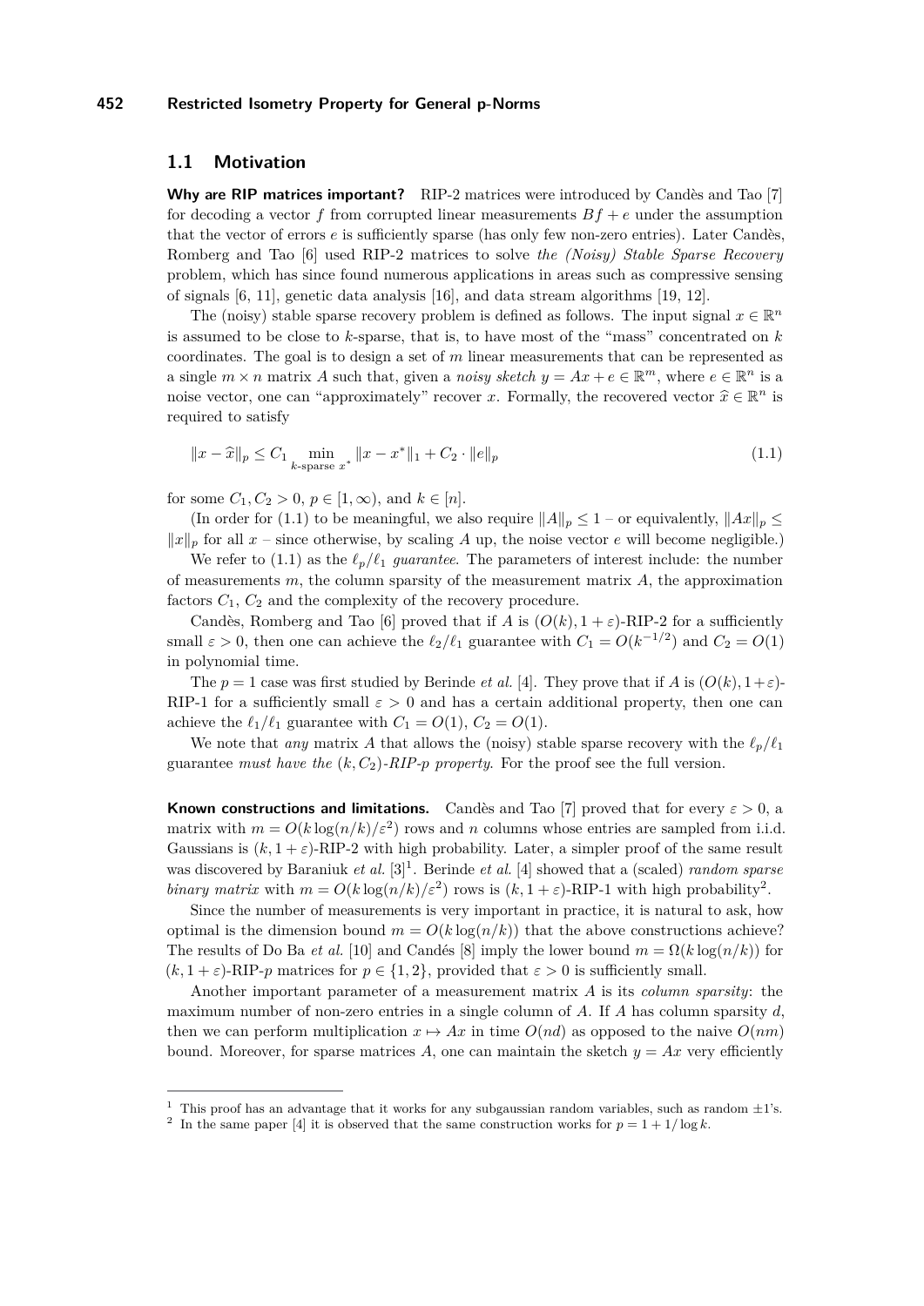## 1.1 Motivation

**Why are RIP matrices important?** RIP-2 matrices were introduced by Candès and Tao [7] for decoding a vector $f$ from corrupted linear measurements $Bf + e$ under the assumption that the vector of errors $e$ is sufficiently sparse (has only few non-zero entries). Later Candès, Romberg and Tao [6] used RIP-2 matrices to solve *the (Noisy) Stable Sparse Recovery* problem, which has since found numerous applications in areas such as compressive sensing of signals [6, 11], genetic data analysis [16], and data stream algorithms [19, 12].

The (noisy) stable sparse recovery problem is defined as follows. The input signal $x \in \mathbb{R}^n$ is assumed to be close to $k$-sparse, that is, to have most of the "mass" concentrated on $k$ coordinates. The goal is to design a set of $m$ linear measurements that can be represented as a single $m \times n$ matrix $A$ such that, given a *noisy sketch* $y = Ax + e \in \mathbb{R}^m$, where $e \in \mathbb{R}^n$ is a noise vector, one can "approximately" recover $x$. Formally, the recovered vector $\widehat{x} \in \mathbb{R}^n$ is required to satisfy

$$\|x - \widehat{x}\|_p \leq C_1 \min_{k\text{-sparse } x^*} \|x - x^*\|_1 + C_2 \cdot \|e\|_p \tag{1.1}$$

for some $C_1, C_2 > 0$, $p \in [1, \infty)$, and $k \in [n]$.

(In order for (1.1) to be meaningful, we also require $\|A\|_p \leq 1$ – or equivalently, $\|Ax\|_p \leq \|x\|_p$ for all $x$ – since otherwise, by scaling $A$ up, the noise vector $e$ will become negligible.)

We refer to (1.1) as the $\ell_p/\ell_1$ *guarantee*. The parameters of interest include: the number of measurements $m$, the column sparsity of the measurement matrix $A$, the approximation factors $C_1$, $C_2$ and the complexity of the recovery procedure.

Candès, Romberg and Tao [6] proved that if $A$ is $(O(k), 1 + \varepsilon)$-RIP-2 for a sufficiently small $\varepsilon > 0$, then one can achieve the $\ell_2/\ell_1$ guarantee with $C_1 = O(k^{-1/2})$ and $C_2 = O(1)$ in polynomial time.

The $p = 1$ case was first studied by Berinde *et al.* [4]. They prove that if $A$ is $(O(k), 1+\varepsilon)$-RIP-1 for a sufficiently small $\varepsilon > 0$ and has a certain additional property, then one can achieve the $\ell_1/\ell_1$ guarantee with $C_1 = O(1)$, $C_2 = O(1)$.

We note that *any* matrix $A$ that allows the (noisy) stable sparse recovery with the $\ell_p/\ell_1$ guarantee *must have the* $(k, C_2)$*-RIP-p property*. For the proof see the full version.

**Known constructions and limitations.** Candès and Tao [7] proved that for every $\varepsilon > 0$, a matrix with $m = O(k \log(n/k)/\varepsilon^2)$ rows and $n$ columns whose entries are sampled from i.i.d. Gaussians is $(k, 1 + \varepsilon)$-RIP-2 with high probability. Later, a simpler proof of the same result was discovered by Baraniuk *et al.* [3][1]. Berinde *et al.* [4] showed that a (scaled) *random sparse binary matrix* with $m = O(k \log(n/k)/\varepsilon^2)$ rows is $(k, 1 + \varepsilon)$-RIP-1 with high probability[2].

Since the number of measurements is very important in practice, it is natural to ask, how optimal is the dimension bound $m = O(k \log(n/k))$ that the above constructions achieve? The results of Do Ba *et al.* [10] and Candés [8] imply the lower bound $m = \Omega(k \log(n/k))$ for $(k, 1 + \varepsilon)$-RIP-$p$ matrices for $p \in \{1, 2\}$, provided that $\varepsilon > 0$ is sufficiently small.

Another important parameter of a measurement matrix $A$ is its *column sparsity*: the maximum number of non-zero entries in a single column of $A$. If $A$ has column sparsity $d$, then we can perform multiplication $x \mapsto Ax$ in time $O(nd)$ as opposed to the naive $O(nm)$ bound. Moreover, for sparse matrices $A$, one can maintain the sketch $y = Ax$ very efficiently

---

[1] This proof has an advantage that it works for any subgaussian random variables, such as random $\pm 1$'s.

[2] In the same paper [4] it is observed that the same construction works for $p = 1 + 1/\log k$.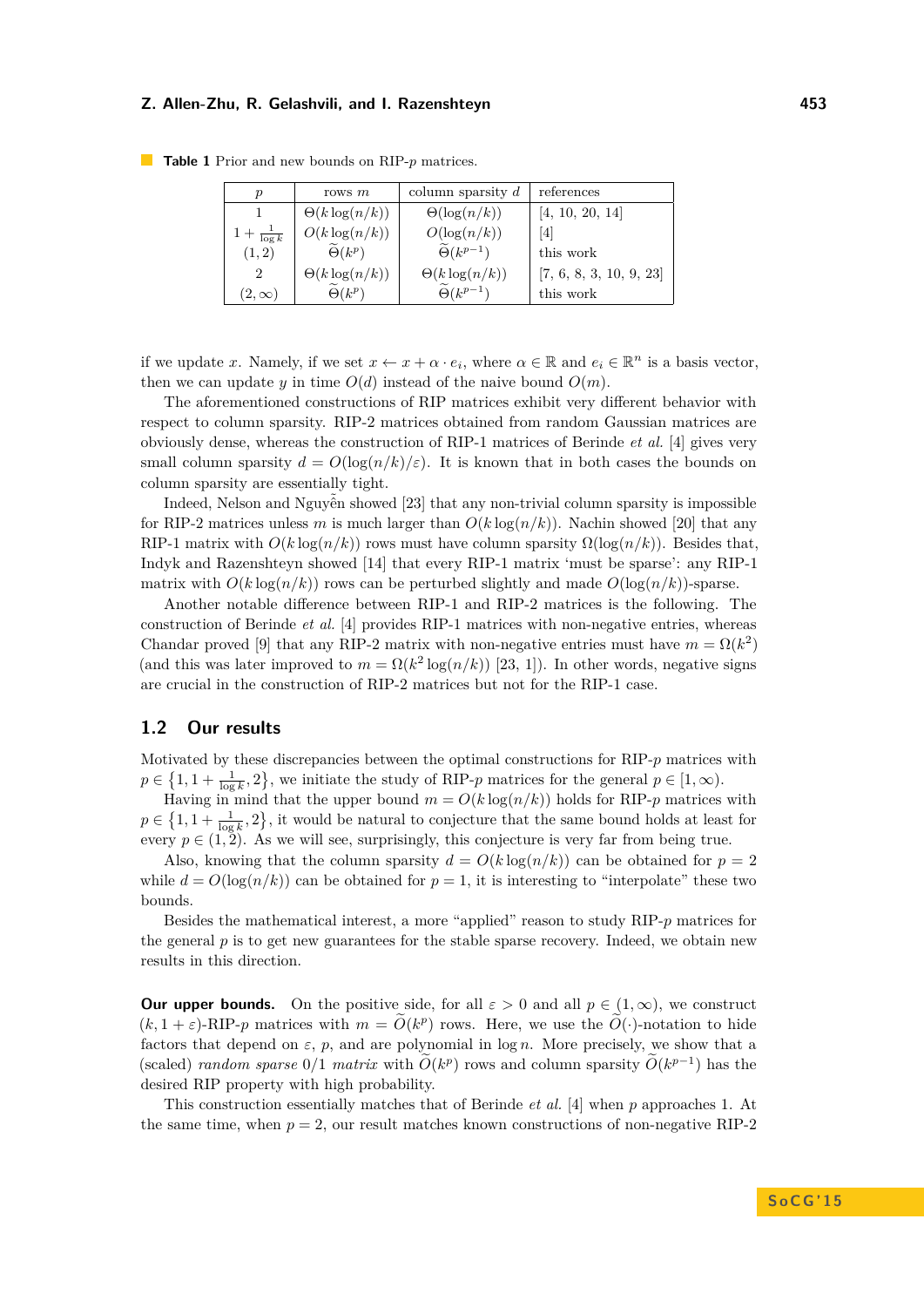**Table 1** Prior and new bounds on RIP-$p$ matrices.

| $p$ | rows $m$ | column sparsity $d$ | references |
|---|---|---|---|
| 1 | $\Theta(k\log(n/k))$ | $\Theta(\log(n/k))$ | [4, 10, 20, 14] |
| $1+\frac{1}{\log k}$ | $O(k\log(n/k))$ | $O(\log(n/k))$ | [4] |
| $(1,2)$ | $\widetilde{\Theta}(k^p)$ | $\widetilde{\Theta}(k^{p-1})$ | this work |
| 2 | $\Theta(k\log(n/k))$ | $\Theta(k\log(n/k))$ | [7, 6, 8, 3, 10, 9, 23] |
| $(2,\infty)$ | $\widetilde{\Theta}(k^p)$ | $\widetilde{\Theta}(k^{p-1})$ | this work |

if we update $x$. Namely, if we set $x \leftarrow x + \alpha \cdot e_i$, where $\alpha \in \mathbb{R}$ and $e_i \in \mathbb{R}^n$ is a basis vector, then we can update $y$ in time $O(d)$ instead of the naive bound $O(m)$.

The aforementioned constructions of RIP matrices exhibit very different behavior with respect to column sparsity. RIP-2 matrices obtained from random Gaussian matrices are obviously dense, whereas the construction of RIP-1 matrices of Berinde *et al.* [4] gives very small column sparsity $d = O(\log(n/k)/\varepsilon)$. It is known that in both cases the bounds on column sparsity are essentially tight.

Indeed, Nelson and Nguyễn showed [23] that any non-trivial column sparsity is impossible for RIP-2 matrices unless $m$ is much larger than $O(k\log(n/k))$. Nachin showed [20] that any RIP-1 matrix with $O(k\log(n/k))$ rows must have column sparsity $\Omega(\log(n/k))$. Besides that, Indyk and Razenshteyn showed [14] that every RIP-1 matrix 'must be sparse': any RIP-1 matrix with $O(k\log(n/k))$ rows can be perturbed slightly and made $O(\log(n/k))$-sparse.

Another notable difference between RIP-1 and RIP-2 matrices is the following. The construction of Berinde *et al.* [4] provides RIP-1 matrices with non-negative entries, whereas Chandar proved [9] that any RIP-2 matrix with non-negative entries must have $m = \Omega(k^2)$ (and this was later improved to $m = \Omega(k^2\log(n/k))$ [23, 1]). In other words, negative signs are crucial in the construction of RIP-2 matrices but not for the RIP-1 case.

## 1.2 Our results

Motivated by these discrepancies between the optimal constructions for RIP-$p$ matrices with $p \in \{1, 1+\frac{1}{\log k}, 2\}$, we initiate the study of RIP-$p$ matrices for the general $p \in [1,\infty)$.

Having in mind that the upper bound $m = O(k\log(n/k))$ holds for RIP-$p$ matrices with $p \in \{1, 1+\frac{1}{\log k}, 2\}$, it would be natural to conjecture that the same bound holds at least for every $p \in (1,2)$. As we will see, surprisingly, this conjecture is very far from being true.

Also, knowing that the column sparsity $d = O(k\log(n/k))$ can be obtained for $p = 2$ while $d = O(\log(n/k))$ can be obtained for $p = 1$, it is interesting to "interpolate" these two bounds.

Besides the mathematical interest, a more "applied" reason to study RIP-$p$ matrices for the general $p$ is to get new guarantees for the stable sparse recovery. Indeed, we obtain new results in this direction.

**Our upper bounds.** On the positive side, for all $\varepsilon > 0$ and all $p \in (1,\infty)$, we construct $(k, 1+\varepsilon)$-RIP-$p$ matrices with $m = \widetilde{O}(k^p)$ rows. Here, we use the $\widetilde{O}(\cdot)$-notation to hide factors that depend on $\varepsilon$, $p$, and are polynomial in $\log n$. More precisely, we show that a (scaled) *random sparse* 0/1 *matrix* with $\widetilde{O}(k^p)$ rows and column sparsity $\widetilde{O}(k^{p-1})$ has the desired RIP property with high probability.

This construction essentially matches that of Berinde *et al.* [4] when $p$ approaches 1. At the same time, when $p = 2$, our result matches known constructions of non-negative RIP-2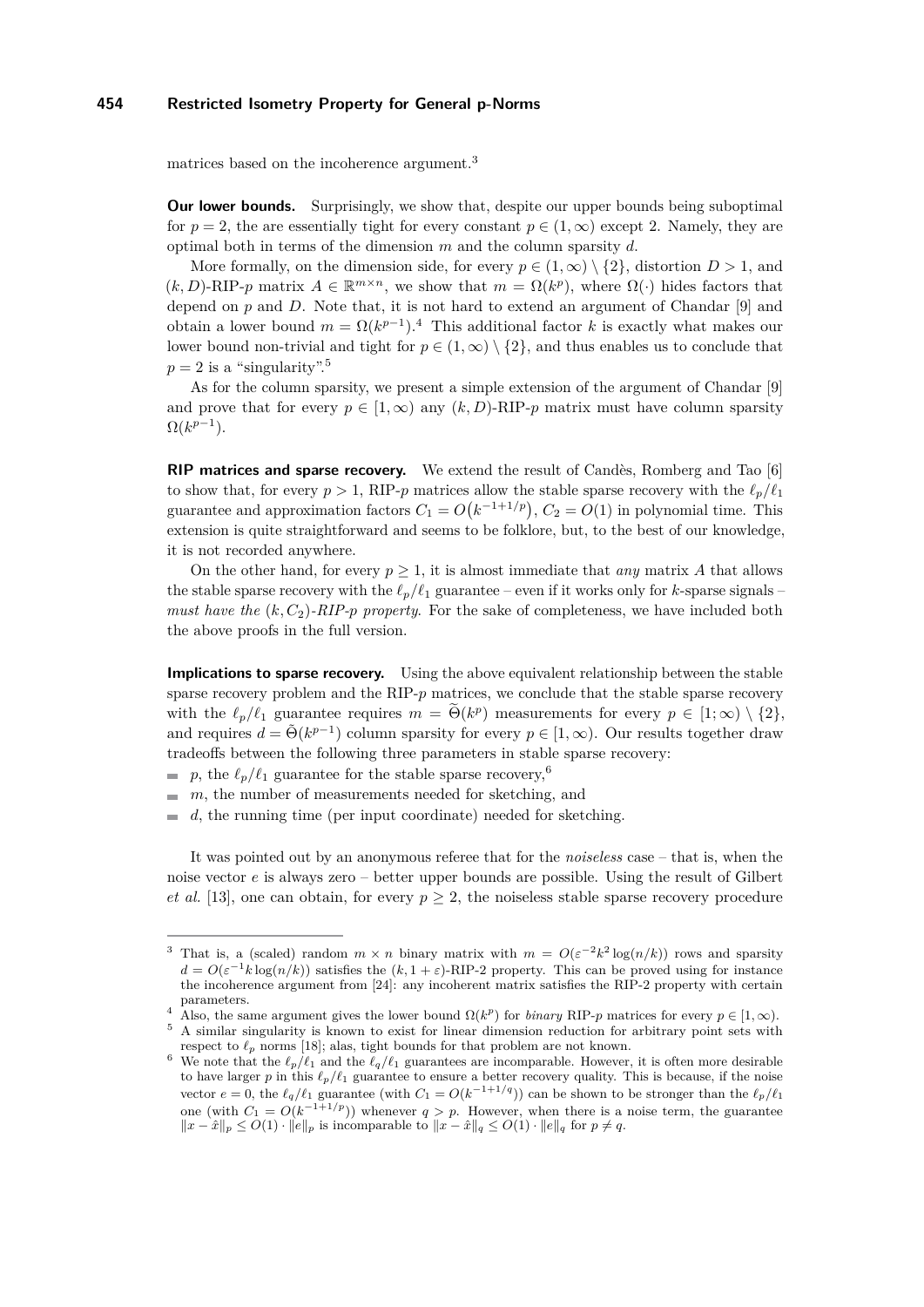matrices based on the incoherence argument.[3]

**Our lower bounds.** Surprisingly, we show that, despite our upper bounds being suboptimal for $p = 2$, the are essentially tight for every constant $p \in (1, \infty)$ except 2. Namely, they are optimal both in terms of the dimension $m$ and the column sparsity $d$.

More formally, on the dimension side, for every $p \in (1, \infty) \setminus \{2\}$, distortion $D > 1$, and $(k, D)$-RIP-$p$ matrix $A \in \mathbb{R}^{m \times n}$, we show that $m = \Omega(k^p)$, where $\Omega(\cdot)$ hides factors that depend on $p$ and $D$. Note that, it is not hard to extend an argument of Chandar [9] and obtain a lower bound $m = \Omega(k^{p-1})$.[4] This additional factor $k$ is exactly what makes our lower bound non-trivial and tight for $p \in (1, \infty) \setminus \{2\}$, and thus enables us to conclude that $p = 2$ is a "singularity".[5]

As for the column sparsity, we present a simple extension of the argument of Chandar [9] and prove that for every $p \in [1, \infty)$ any $(k, D)$-RIP-$p$ matrix must have column sparsity $\Omega(k^{p-1})$.

**RIP matrices and sparse recovery.** We extend the result of Candès, Romberg and Tao [6] to show that, for every $p > 1$, RIP-$p$ matrices allow the stable sparse recovery with the $\ell_p/\ell_1$ guarantee and approximation factors $C_1 = O\big(k^{-1+1/p}\big)$, $C_2 = O(1)$ in polynomial time. This extension is quite straightforward and seems to be folklore, but, to the best of our knowledge, it is not recorded anywhere.

On the other hand, for every $p \geq 1$, it is almost immediate that *any* matrix $A$ that allows the stable sparse recovery with the $\ell_p/\ell_1$ guarantee – even if it works only for $k$-sparse signals – *must have the* $(k, C_2)$*-RIP-*$p$ *property*. For the sake of completeness, we have included both the above proofs in the full version.

**Implications to sparse recovery.** Using the above equivalent relationship between the stable sparse recovery problem and the RIP-$p$ matrices, we conclude that the stable sparse recovery with the $\ell_p/\ell_1$ guarantee requires $m = \widetilde{\Theta}(k^p)$ measurements for every $p \in [1; \infty) \setminus \{2\}$, and requires $d = \tilde{\Theta}(k^{p-1})$ column sparsity for every $p \in [1, \infty)$. Our results together draw tradeoffs between the following three parameters in stable sparse recovery:

- $p$, the $\ell_p/\ell_1$ guarantee for the stable sparse recovery,[6]
- $m$, the number of measurements needed for sketching, and
- $d$, the running time (per input coordinate) needed for sketching.

It was pointed out by an anonymous referee that for the *noiseless* case – that is, when the noise vector $e$ is always zero – better upper bounds are possible. Using the result of Gilbert *et al.* [13], one can obtain, for every $p \geq 2$, the noiseless stable sparse recovery procedure

---

[3] That is, a (scaled) random $m \times n$ binary matrix with $m = O(\varepsilon^{-2} k^2 \log(n/k))$ rows and sparsity $d = O(\varepsilon^{-1} k \log(n/k))$ satisfies the $(k, 1+\varepsilon)$-RIP-2 property. This can be proved using for instance the incoherence argument from [24]: any incoherent matrix satisfies the RIP-2 property with certain parameters.

[4] Also, the same argument gives the lower bound $\Omega(k^p)$ for *binary* RIP-$p$ matrices for every $p \in [1, \infty)$.

[5] A similar singularity is known to exist for linear dimension reduction for arbitrary point sets with respect to $\ell_p$ norms [18]; alas, tight bounds for that problem are not known.

[6] We note that the $\ell_p/\ell_1$ and the $\ell_q/\ell_1$ guarantees are incomparable. However, it is often more desirable to have larger $p$ in this $\ell_p/\ell_1$ guarantee to ensure a better recovery quality. This is because, if the noise vector $e = 0$, the $\ell_q/\ell_1$ guarantee (with $C_1 = O(k^{-1+1/q})$) can be shown to be stronger than the $\ell_p/\ell_1$ one (with $C_1 = O(k^{-1+1/p})$) whenever $q > p$. However, when there is a noise term, the guarantee $\|x - \hat{x}\|_p \leq O(1) \cdot \|e\|_p$ is incomparable to $\|x - \hat{x}\|_q \leq O(1) \cdot \|e\|_q$ for $p \neq q$.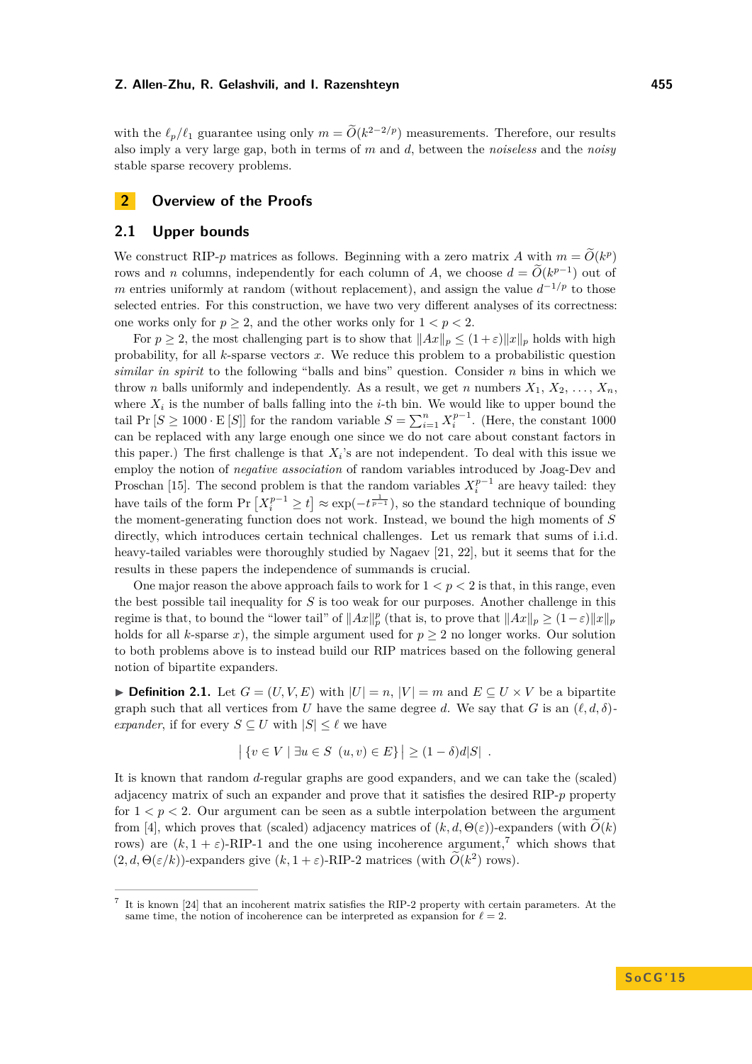with the $\ell_p/\ell_1$ guarantee using only $m = \widetilde{O}(k^{2-2/p})$ measurements. Therefore, our results also imply a very large gap, both in terms of $m$ and $d$, between the *noiseless* and the *noisy* stable sparse recovery problems.

## 2 Overview of the Proofs

### 2.1 Upper bounds

We construct RIP-$p$ matrices as follows. Beginning with a zero matrix $A$ with $m = \widetilde{O}(k^p)$ rows and $n$ columns, independently for each column of $A$, we choose $d = \widetilde{O}(k^{p-1})$ out of $m$ entries uniformly at random (without replacement), and assign the value $d^{-1/p}$ to those selected entries. For this construction, we have two very different analyses of its correctness: one works only for $p \geq 2$, and the other works only for $1 < p < 2$.

For $p \geq 2$, the most challenging part is to show that $\|Ax\|_p \leq (1+\varepsilon)\|x\|_p$ holds with high probability, for all $k$-sparse vectors $x$. We reduce this problem to a probabilistic question *similar in spirit* to the following "balls and bins" question. Consider $n$ bins in which we throw $n$ balls uniformly and independently. As a result, we get $n$ numbers $X_1, X_2, \ldots, X_n$, where $X_i$ is the number of balls falling into the $i$-th bin. We would like to upper bound the tail $\Pr[S \geq 1000 \cdot \mathrm{E}[S]]$ for the random variable $S = \sum_{i=1}^n X_i^{p-1}$. (Here, the constant 1000 can be replaced with any large enough one since we do not care about constant factors in this paper.) The first challenge is that $X_i$'s are not independent. To deal with this issue we employ the notion of *negative association* of random variables introduced by Joag-Dev and Proschan [15]. The second problem is that the random variables $X_i^{p-1}$ are heavy tailed: they have tails of the form $\Pr\left[X_i^{p-1} \geq t\right] \approx \exp(-t^{\frac{1}{p-1}})$, so the standard technique of bounding the moment-generating function does not work. Instead, we bound the high moments of $S$ directly, which introduces certain technical challenges. Let us remark that sums of i.i.d. heavy-tailed variables were thoroughly studied by Nagaev [21, 22], but it seems that for the results in these papers the independence of summands is crucial.

One major reason the above approach fails to work for $1 < p < 2$ is that, in this range, even the best possible tail inequality for $S$ is too weak for our purposes. Another challenge in this regime is that, to bound the "lower tail" of $\|Ax\|_p^p$ (that is, to prove that $\|Ax\|_p \geq (1-\varepsilon)\|x\|_p$ holds for all $k$-sparse $x$), the simple argument used for $p \geq 2$ no longer works. Our solution to both problems above is to instead build our RIP matrices based on the following general notion of bipartite expanders.

▶ **Definition 2.1.** Let $G = (U, V, E)$ with $|U| = n$, $|V| = m$ and $E \subseteq U \times V$ be a bipartite graph such that all vertices from $U$ have the same degree $d$. We say that $G$ is an $(\ell, d, \delta)$-*expander*, if for every $S \subseteq U$ with $|S| \leq \ell$ we have

$$\left| \{v \in V \mid \exists u \in S \ \ (u, v) \in E\} \right| \geq (1-\delta)d|S| \ .$$

It is known that random $d$-regular graphs are good expanders, and we can take the (scaled) adjacency matrix of such an expander and prove that it satisfies the desired RIP-$p$ property for $1 < p < 2$. Our argument can be seen as a subtle interpolation between the argument from [4], which proves that (scaled) adjacency matrices of $(k, d, \Theta(\varepsilon))$-expanders (with $\widetilde{O}(k)$ rows) are $(k, 1+\varepsilon)$-RIP-1 and the one using incoherence argument,[7] which shows that $(2, d, \Theta(\varepsilon/k))$-expanders give $(k, 1+\varepsilon)$-RIP-2 matrices (with $\widetilde{O}(k^2)$ rows).

[7] It is known [24] that an incoherent matrix satisfies the RIP-2 property with certain parameters. At the same time, the notion of incoherence can be interpreted as expansion for $\ell = 2$.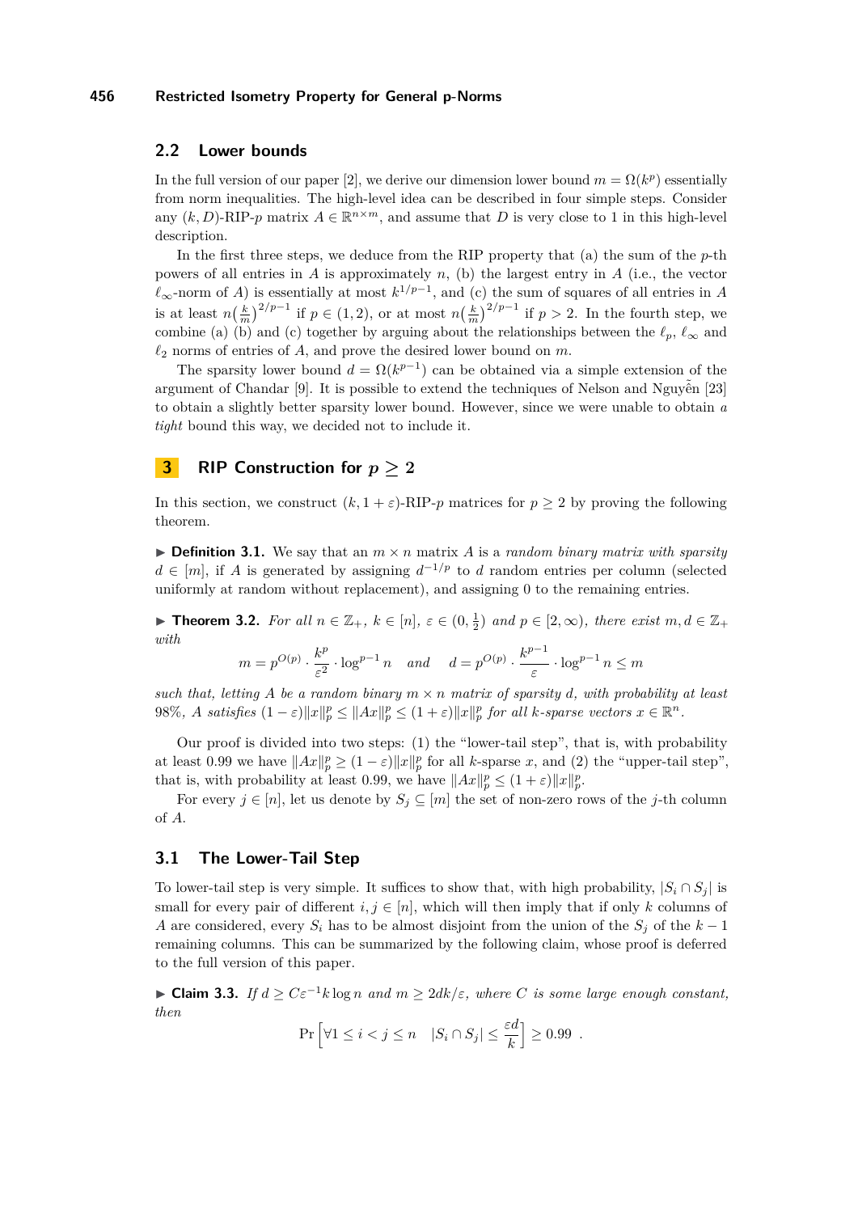### 2.2 Lower bounds

In the full version of our paper [2], we derive our dimension lower bound $m = \Omega(k^p)$ essentially from norm inequalities. The high-level idea can be described in four simple steps. Consider any $(k, D)$-RIP-$p$ matrix $A \in \mathbb{R}^{n\times m}$, and assume that $D$ is very close to 1 in this high-level description.

In the first three steps, we deduce from the RIP property that (a) the sum of the $p$-th powers of all entries in $A$ is approximately $n$, (b) the largest entry in $A$ (i.e., the vector $\ell_\infty$-norm of $A$) is essentially at most $k^{1/p-1}$, and (c) the sum of squares of all entries in $A$ is at least $n\left(\frac{k}{m}\right)^{2/p-1}$ if $p \in (1,2)$, or at most $n\left(\frac{k}{m}\right)^{2/p-1}$ if $p > 2$. In the fourth step, we combine (a) (b) and (c) together by arguing about the relationships between the $\ell_p$, $\ell_\infty$ and $\ell_2$ norms of entries of $A$, and prove the desired lower bound on $m$.

The sparsity lower bound $d = \Omega(k^{p-1})$ can be obtained via a simple extension of the argument of Chandar [9]. It is possible to extend the techniques of Nelson and Nguyễn [23] to obtain a slightly better sparsity lower bound. However, since we were unable to obtain *a tight* bound this way, we decided not to include it.

## 3 RIP Construction for $p \geq 2$

In this section, we construct $(k, 1+\varepsilon)$-RIP-$p$ matrices for $p \geq 2$ by proving the following theorem.

▶ **Definition 3.1.** We say that an $m \times n$ matrix $A$ is a *random binary matrix with sparsity* $d \in [m]$, if $A$ is generated by assigning $d^{-1/p}$ to $d$ random entries per column (selected uniformly at random without replacement), and assigning 0 to the remaining entries.

▶ **Theorem 3.2.** *For all $n \in \mathbb{Z}_+$, $k \in [n]$, $\varepsilon \in (0, \frac{1}{2})$ and $p \in [2, \infty)$, there exist $m, d \in \mathbb{Z}_+$ with*

$$m = p^{O(p)} \cdot \frac{k^p}{\varepsilon^2} \cdot \log^{p-1} n \quad \text{and} \quad d = p^{O(p)} \cdot \frac{k^{p-1}}{\varepsilon} \cdot \log^{p-1} n \leq m$$

*such that, letting $A$ be a random binary $m \times n$ matrix of sparsity $d$, with probability at least 98%, $A$ satisfies $(1-\varepsilon)\|x\|_p^p \leq \|Ax\|_p^p \leq (1+\varepsilon)\|x\|_p^p$ for all $k$-sparse vectors $x \in \mathbb{R}^n$.*

Our proof is divided into two steps: (1) the "lower-tail step", that is, with probability at least 0.99 we have $\|Ax\|_p^p \geq (1-\varepsilon)\|x\|_p^p$ for all $k$-sparse $x$, and (2) the "upper-tail step", that is, with probability at least 0.99, we have $\|Ax\|_p^p \leq (1+\varepsilon)\|x\|_p^p$.

For every $j \in [n]$, let us denote by $S_j \subseteq [m]$ the set of non-zero rows of the $j$-th column of $A$.

### 3.1 The Lower-Tail Step

To lower-tail step is very simple. It suffices to show that, with high probability, $|S_i \cap S_j|$ is small for every pair of different $i, j \in [n]$, which will then imply that if only $k$ columns of $A$ are considered, every $S_i$ has to be almost disjoint from the union of the $S_j$ of the $k-1$ remaining columns. This can be summarized by the following claim, whose proof is deferred to the full version of this paper.

▶ **Claim 3.3.** *If $d \geq C\varepsilon^{-1}k \log n$ and $m \geq 2dk/\varepsilon$, where $C$ is some large enough constant, then*

$$\Pr\left[\forall 1 \leq i < j \leq n \quad |S_i \cap S_j| \leq \frac{\varepsilon d}{k}\right] \geq 0.99 \ .$$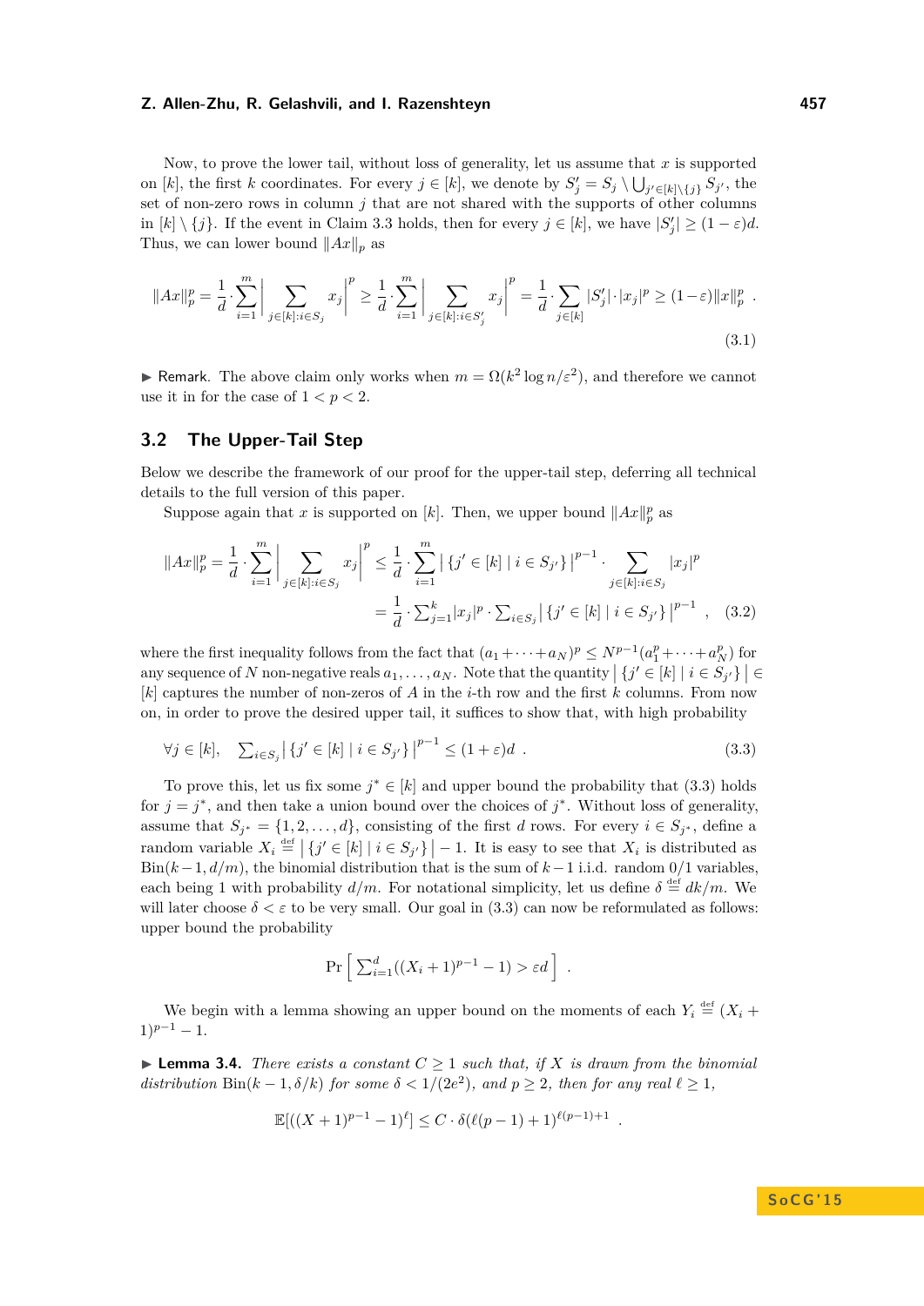Now, to prove the lower tail, without loss of generality, let us assume that $x$ is supported on $[k]$, the first $k$ coordinates. For every $j \in [k]$, we denote by $S'_j = S_j \setminus \bigcup_{j' \in [k] \setminus \{j\}} S_{j'}$, the set of non-zero rows in column $j$ that are not shared with the supports of other columns in $[k] \setminus \{j\}$. If the event in Claim 3.3 holds, then for every $j \in [k]$, we have $|S'_j| \geq (1-\varepsilon)d$. Thus, we can lower bound $\|Ax\|_p$ as

$$\|Ax\|_p^p = \frac{1}{d} \cdot \sum_{i=1}^{m} \Big| \sum_{j \in [k] : i \in S_j} x_j \Big|^p \geq \frac{1}{d} \cdot \sum_{i=1}^{m} \Big| \sum_{j \in [k] : i \in S'_j} x_j \Big|^p = \frac{1}{d} \cdot \sum_{j \in [k]} |S'_j| \cdot |x_j|^p \geq (1-\varepsilon) \|x\|_p^p \ . \tag{3.1}$$

▶ Remark. The above claim only works when $m = \Omega(k^2 \log n / \varepsilon^2)$, and therefore we cannot use it in for the case of $1 < p < 2$.

## 3.2 The Upper-Tail Step

Below we describe the framework of our proof for the upper-tail step, deferring all technical details to the full version of this paper.

Suppose again that $x$ is supported on $[k]$. Then, we upper bound $\|Ax\|_p^p$ as

$$\begin{aligned} \|Ax\|_p^p = \frac{1}{d} \cdot \sum_{i=1}^{m} \Big| \sum_{j \in [k] : i \in S_j} x_j \Big|^p &\leq \frac{1}{d} \cdot \sum_{i=1}^{m} \big| \{ j' \in [k] \mid i \in S_{j'} \} \big|^{p-1} \cdot \sum_{j \in [k] : i \in S_j} |x_j|^p \\ &= \frac{1}{d} \cdot \sum_{j=1}^{k} |x_j|^p \cdot \sum_{i \in S_j} \big| \{ j' \in [k] \mid i \in S_{j'} \} \big|^{p-1} \ , \end{aligned} \tag{3.2}$$

where the first inequality follows from the fact that $(a_1 + \cdots + a_N)^p \leq N^{p-1}(a_1^p + \cdots + a_N^p)$ for any sequence of $N$ non-negative reals $a_1, \ldots, a_N$. Note that the quantity $\big| \{ j' \in [k] \mid i \in S_{j'} \} \big| \in [k]$ captures the number of non-zeros of $A$ in the $i$-th row and the first $k$ columns. From now on, in order to prove the desired upper tail, it suffices to show that, with high probability

$$\forall j \in [k], \quad \sum_{i \in S_j} \big| \{ j' \in [k] \mid i \in S_{j'} \} \big|^{p-1} \leq (1+\varepsilon) d \ . \tag{3.3}$$

To prove this, let us fix some $j^* \in [k]$ and upper bound the probability that (3.3) holds for $j = j^*$, and then take a union bound over the choices of $j^*$. Without loss of generality, assume that $S_{j^*} = \{1, 2, \ldots, d\}$, consisting of the first $d$ rows. For every $i \in S_{j^*}$, define a random variable $X_i \stackrel{\text{def}}{=} \big| \{ j' \in [k] \mid i \in S_{j'} \} \big| - 1$. It is easy to see that $X_i$ is distributed as $\text{Bin}(k-1, d/m)$, the binomial distribution that is the sum of $k-1$ i.i.d. random 0/1 variables, each being 1 with probability $d/m$. For notational simplicity, let us define $\delta \stackrel{\text{def}}{=} dk/m$. We will later choose $\delta < \varepsilon$ to be very small. Our goal in (3.3) can now be reformulated as follows: upper bound the probability

$$\Pr\Big[ \sum_{i=1}^{d} ((X_i + 1)^{p-1} - 1) > \varepsilon d \Big] \ .$$

We begin with a lemma showing an upper bound on the moments of each $Y_i \stackrel{\text{def}}{=} (X_i + 1)^{p-1} - 1$.

▶ **Lemma 3.4.** *There exists a constant $C \geq 1$ such that, if $X$ is drawn from the binomial distribution $\text{Bin}(k-1, \delta/k)$ for some $\delta < 1/(2e^2)$, and $p \geq 2$, then for any real $\ell \geq 1$,*

$$\mathbb{E}[((X+1)^{p-1} - 1)^{\ell}] \leq C \cdot \delta (\ell(p-1) + 1)^{\ell(p-1)+1} \ .$$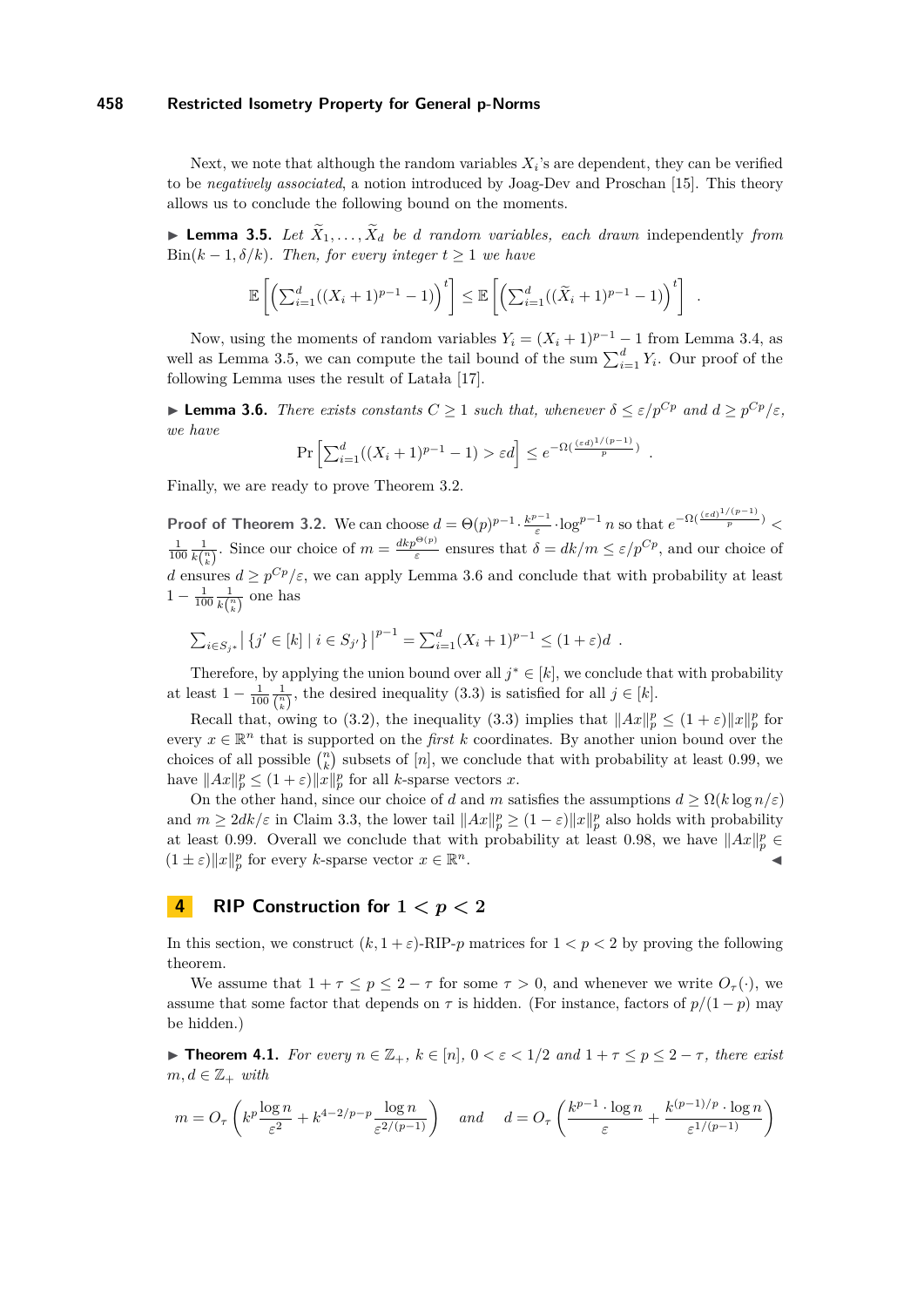Next, we note that although the random variables $X_i$'s are dependent, they can be verified to be *negatively associated*, a notion introduced by Joag-Dev and Proschan [15]. This theory allows us to conclude the following bound on the moments.

▶ **Lemma 3.5.** *Let $\widetilde{X}_1, \dots, \widetilde{X}_d$ be $d$ random variables, each drawn* independently *from* $\mathrm{Bin}(k-1, \delta/k)$*. Then, for every integer $t \geq 1$ we have*

$$\mathbb{E}\left[\left(\sum_{i=1}^d ((X_i+1)^{p-1}-1)\right)^t\right] \leq \mathbb{E}\left[\left(\sum_{i=1}^d ((\widetilde{X}_i+1)^{p-1}-1)\right)^t\right] .$$

Now, using the moments of random variables $Y_i = (X_i+1)^{p-1}-1$ from Lemma 3.4, as well as Lemma 3.5, we can compute the tail bound of the sum $\sum_{i=1}^d Y_i$. Our proof of the following Lemma uses the result of Latała [17].

▶ **Lemma 3.6.** *There exists constants $C \geq 1$ such that, whenever $\delta \leq \varepsilon/p^{Cp}$ and $d \geq p^{Cp}/\varepsilon$, we have*

$$\Pr\left[\sum_{i=1}^d ((X_i+1)^{p-1}-1) > \varepsilon d\right] \leq e^{-\Omega(\frac{(\varepsilon d)^{1/(p-1)}}{p})} .$$

Finally, we are ready to prove Theorem 3.2.

**Proof of Theorem 3.2.** We can choose $d = \Theta(p)^{p-1} \cdot \frac{k^{p-1}}{\varepsilon} \cdot \log^{p-1} n$ so that $e^{-\Omega(\frac{(\varepsilon d)^{1/(p-1)}}{p})} < \frac{1}{100}\frac{1}{k\binom{n}{k}}$. Since our choice of $m = \frac{dkp^{\Theta(p)}}{\varepsilon}$ ensures that $\delta = dk/m \leq \varepsilon/p^{Cp}$, and our choice of $d$ ensures $d \geq p^{Cp}/\varepsilon$, we can apply Lemma 3.6 and conclude that with probability at least $1 - \frac{1}{100}\frac{1}{k\binom{n}{k}}$ one has

$$\sum_{i \in S_{j^*}} \left| \{j' \in [k] \mid i \in S_{j'}\} \right|^{p-1} = \sum_{i=1}^d (X_i+1)^{p-1} \leq (1+\varepsilon)d .$$

Therefore, by applying the union bound over all $j^* \in [k]$, we conclude that with probability at least $1 - \frac{1}{100}\frac{1}{\binom{n}{k}}$, the desired inequality (3.3) is satisfied for all $j \in [k]$.

Recall that, owing to (3.2), the inequality (3.3) implies that $\|Ax\|_p^p \leq (1+\varepsilon)\|x\|_p^p$ for every $x \in \mathbb{R}^n$ that is supported on the *first* $k$ coordinates. By another union bound over the choices of all possible $\binom{n}{k}$ subsets of $[n]$, we conclude that with probability at least 0.99, we have $\|Ax\|_p^p \leq (1+\varepsilon)\|x\|_p^p$ for all $k$-sparse vectors $x$.

On the other hand, since our choice of $d$ and $m$ satisfies the assumptions $d \geq \Omega(k \log n/\varepsilon)$ and $m \geq 2dk/\varepsilon$ in Claim 3.3, the lower tail $\|Ax\|_p^p \geq (1-\varepsilon)\|x\|_p^p$ also holds with probability at least 0.99. Overall we conclude that with probability at least 0.98, we have $\|Ax\|_p^p \in (1 \pm \varepsilon)\|x\|_p^p$ for every $k$-sparse vector $x \in \mathbb{R}^n$. ◀

## 4 RIP Construction for $1 < p < 2$

In this section, we construct $(k, 1+\varepsilon)$-RIP-$p$ matrices for $1 < p < 2$ by proving the following theorem.

We assume that $1 + \tau \leq p \leq 2 - \tau$ for some $\tau > 0$, and whenever we write $O_\tau(\cdot)$, we assume that some factor that depends on $\tau$ is hidden. (For instance, factors of $p/(1-p)$ may be hidden.)

▶ **Theorem 4.1.** *For every $n \in \mathbb{Z}_+$, $k \in [n]$, $0 < \varepsilon < 1/2$ and $1 + \tau \leq p \leq 2 - \tau$, there exist $m, d \in \mathbb{Z}_+$ with*

$$m = O_\tau\left(k^p \frac{\log n}{\varepsilon^2} + k^{4-2/p-p} \frac{\log n}{\varepsilon^{2/(p-1)}}\right) \quad \text{and} \quad d = O_\tau\left(\frac{k^{p-1} \cdot \log n}{\varepsilon} + \frac{k^{(p-1)/p} \cdot \log n}{\varepsilon^{1/(p-1)}}\right)$$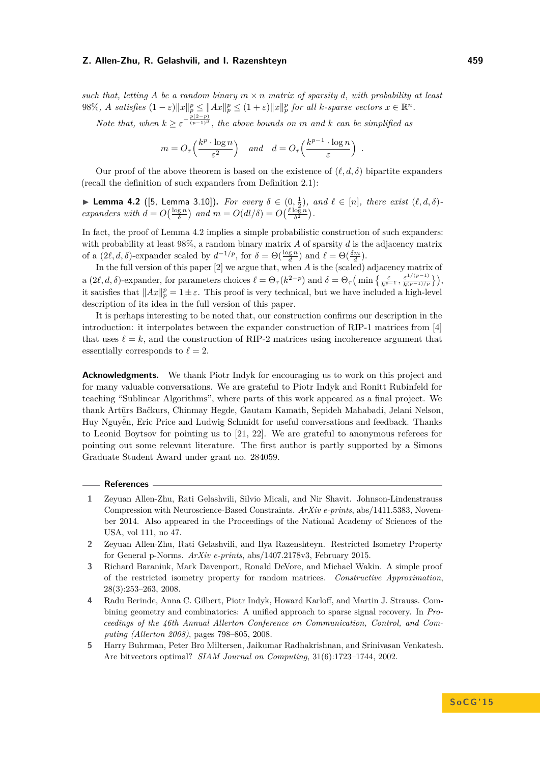*such that, letting $A$ be a random binary $m \times n$ matrix of sparsity $d$, with probability at least 98%, $A$ satisfies $(1-\varepsilon)\|x\|_p^p \le \|Ax\|_p^p \le (1+\varepsilon)\|x\|_p^p$ for all $k$-sparse vectors $x \in \mathbb{R}^n$.*

*Note that, when $k \ge \varepsilon^{-\frac{p(2-p)}{(p-1)^3}}$, the above bounds on $m$ and $k$ can be simplified as*

$$m = O_\tau\Big(\frac{k^p \cdot \log n}{\varepsilon^2}\Big) \quad \text{and} \quad d = O_\tau\Big(\frac{k^{p-1} \cdot \log n}{\varepsilon}\Big) \ .$$

Our proof of the above theorem is based on the existence of $(\ell, d, \delta)$ bipartite expanders (recall the definition of such expanders from Definition 2.1):

▶ **Lemma 4.2** ([5, Lemma 3.10]). *For every $\delta \in (0, \frac{1}{2})$, and $\ell \in [n]$, there exist $(\ell, d, \delta)$-expanders with $d = O\big(\frac{\log n}{\delta}\big)$ and $m = O(dl/\delta) = O\big(\frac{\ell \log n}{\delta^2}\big)$.*

In fact, the proof of Lemma 4.2 implies a simple probabilistic construction of such expanders: with probability at least 98%, a random binary matrix $A$ of sparsity $d$ is the adjacency matrix of a $(2\ell, d, \delta)$-expander scaled by $d^{-1/p}$, for $\delta = \Theta\big(\frac{\log n}{d}\big)$ and $\ell = \Theta\big(\frac{\delta m}{d}\big)$.

In the full version of this paper [2] we argue that, when $A$ is the (scaled) adjacency matrix of a $(2\ell, d, \delta)$-expander, for parameters choices $\ell = \Theta_\tau(k^{2-p})$ and $\delta = \Theta_\tau\big(\min\big\{\frac{\varepsilon}{k^{p-1}}, \frac{\varepsilon^{1/(p-1)}}{k^{(p-1)/p}}\big\}\big)$, it satisfies that $\|Ax\|_p^p = 1 \pm \varepsilon$. This proof is very technical, but we have included a high-level description of its idea in the full version of this paper.

It is perhaps interesting to be noted that, our construction confirms our description in the introduction: it interpolates between the expander construction of RIP-1 matrices from [4] that uses $\ell = k$, and the construction of RIP-2 matrices using incoherence argument that essentially corresponds to $\ell = 2$.

**Acknowledgments.** We thank Piotr Indyk for encouraging us to work on this project and for many valuable conversations. We are grateful to Piotr Indyk and Ronitt Rubinfeld for teaching "Sublinear Algorithms", where parts of this work appeared as a final project. We thank Artūrs Bačkurs, Chinmay Hegde, Gautam Kamath, Sepideh Mahabadi, Jelani Nelson, Huy Nguyễn, Eric Price and Ludwig Schmidt for useful conversations and feedback. Thanks to Leonid Boytsov for pointing us to [21, 22]. We are grateful to anonymous referees for pointing out some relevant literature. The first author is partly supported by a Simons Graduate Student Award under grant no. 284059.

## References

1. Zeyuan Allen-Zhu, Rati Gelashvili, Silvio Micali, and Nir Shavit. Johnson-Lindenstrauss Compression with Neuroscience-Based Constraints. *ArXiv e-prints*, abs/1411.5383, November 2014. Also appeared in the Proceedings of the National Academy of Sciences of the USA, vol 111, no 47.
2. Zeyuan Allen-Zhu, Rati Gelashvili, and Ilya Razenshteyn. Restricted Isometry Property for General p-Norms. *ArXiv e-prints*, abs/1407.2178v3, February 2015.
3. Richard Baraniuk, Mark Davenport, Ronald DeVore, and Michael Wakin. A simple proof of the restricted isometry property for random matrices. *Constructive Approximation*, 28(3):253–263, 2008.
4. Radu Berinde, Anna C. Gilbert, Piotr Indyk, Howard Karloff, and Martin J. Strauss. Combining geometry and combinatorics: A unified approach to sparse signal recovery. In *Proceedings of the 46th Annual Allerton Conference on Communication, Control, and Computing (Allerton 2008)*, pages 798–805, 2008.
5. Harry Buhrman, Peter Bro Miltersen, Jaikumar Radhakrishnan, and Srinivasan Venkatesh. Are bitvectors optimal? *SIAM Journal on Computing*, 31(6):1723–1744, 2002.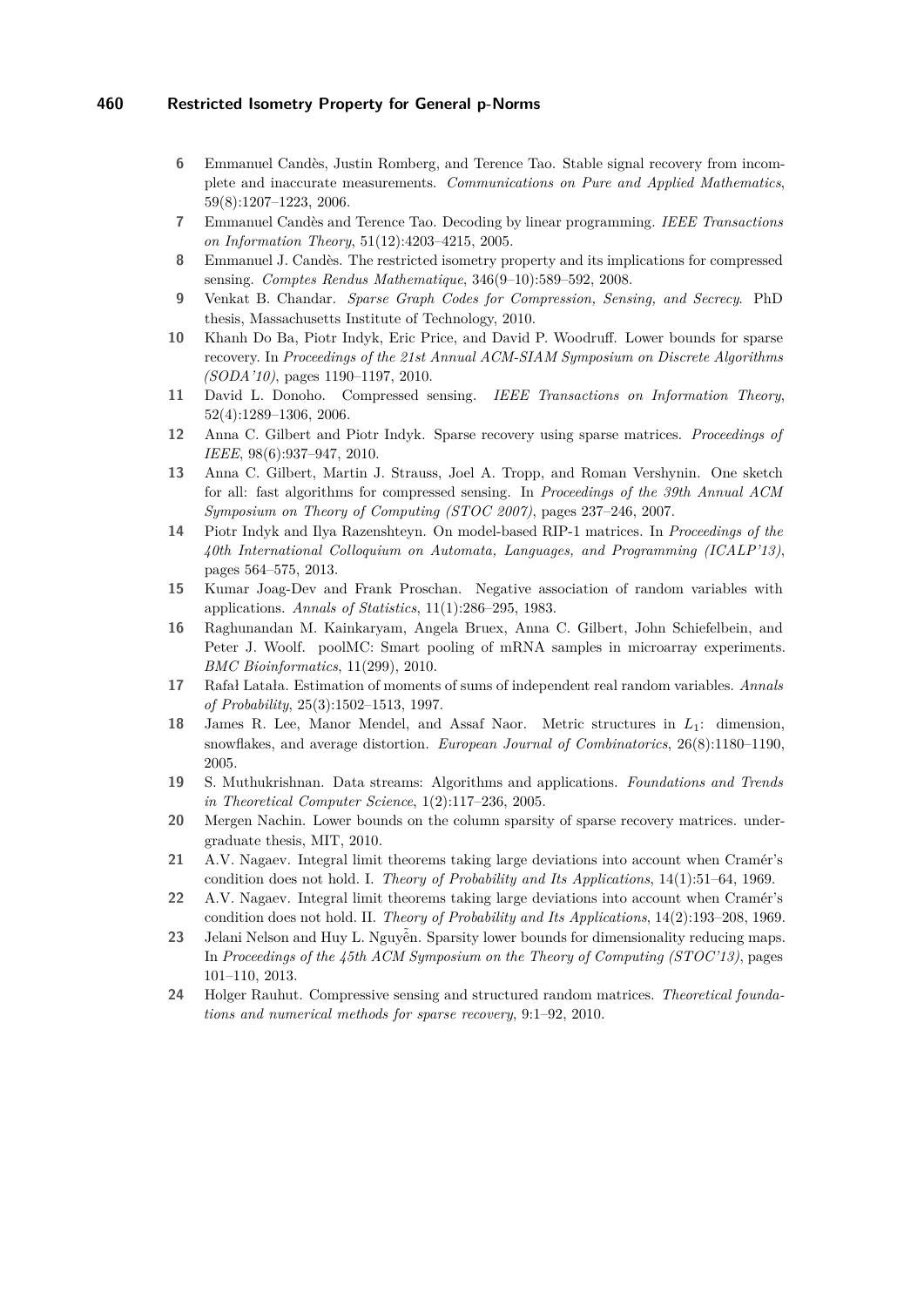6. Emmanuel Candès, Justin Romberg, and Terence Tao. Stable signal recovery from incomplete and inaccurate measurements. *Communications on Pure and Applied Mathematics*, 59(8):1207–1223, 2006.
7. Emmanuel Candès and Terence Tao. Decoding by linear programming. *IEEE Transactions on Information Theory*, 51(12):4203–4215, 2005.
8. Emmanuel J. Candès. The restricted isometry property and its implications for compressed sensing. *Comptes Rendus Mathematique*, 346(9–10):589–592, 2008.
9. Venkat B. Chandar. *Sparse Graph Codes for Compression, Sensing, and Secrecy*. PhD thesis, Massachusetts Institute of Technology, 2010.
10. Khanh Do Ba, Piotr Indyk, Eric Price, and David P. Woodruff. Lower bounds for sparse recovery. In *Proceedings of the 21st Annual ACM-SIAM Symposium on Discrete Algorithms (SODA'10)*, pages 1190–1197, 2010.
11. David L. Donoho. Compressed sensing. *IEEE Transactions on Information Theory*, 52(4):1289–1306, 2006.
12. Anna C. Gilbert and Piotr Indyk. Sparse recovery using sparse matrices. *Proceedings of IEEE*, 98(6):937–947, 2010.
13. Anna C. Gilbert, Martin J. Strauss, Joel A. Tropp, and Roman Vershynin. One sketch for all: fast algorithms for compressed sensing. In *Proceedings of the 39th Annual ACM Symposium on Theory of Computing (STOC 2007)*, pages 237–246, 2007.
14. Piotr Indyk and Ilya Razenshteyn. On model-based RIP-1 matrices. In *Proceedings of the 40th International Colloquium on Automata, Languages, and Programming (ICALP'13)*, pages 564–575, 2013.
15. Kumar Joag-Dev and Frank Proschan. Negative association of random variables with applications. *Annals of Statistics*, 11(1):286–295, 1983.
16. Raghunandan M. Kainkaryam, Angela Bruex, Anna C. Gilbert, John Schiefelbein, and Peter J. Woolf. poolMC: Smart pooling of mRNA samples in microarray experiments. *BMC Bioinformatics*, 11(299), 2010.
17. Rafał Latała. Estimation of moments of sums of independent real random variables. *Annals of Probability*, 25(3):1502–1513, 1997.
18. James R. Lee, Manor Mendel, and Assaf Naor. Metric structures in $L_1$: dimension, snowflakes, and average distortion. *European Journal of Combinatorics*, 26(8):1180–1190, 2005.
19. S. Muthukrishnan. Data streams: Algorithms and applications. *Foundations and Trends in Theoretical Computer Science*, 1(2):117–236, 2005.
20. Mergen Nachin. Lower bounds on the column sparsity of sparse recovery matrices. undergraduate thesis, MIT, 2010.
21. A.V. Nagaev. Integral limit theorems taking large deviations into account when Cramér's condition does not hold. I. *Theory of Probability and Its Applications*, 14(1):51–64, 1969.
22. A.V. Nagaev. Integral limit theorems taking large deviations into account when Cramér's condition does not hold. II. *Theory of Probability and Its Applications*, 14(2):193–208, 1969.
23. Jelani Nelson and Huy L. Nguyễn. Sparsity lower bounds for dimensionality reducing maps. In *Proceedings of the 45th ACM Symposium on the Theory of Computing (STOC'13)*, pages 101–110, 2013.
24. Holger Rauhut. Compressive sensing and structured random matrices. *Theoretical foundations and numerical methods for sparse recovery*, 9:1–92, 2010.